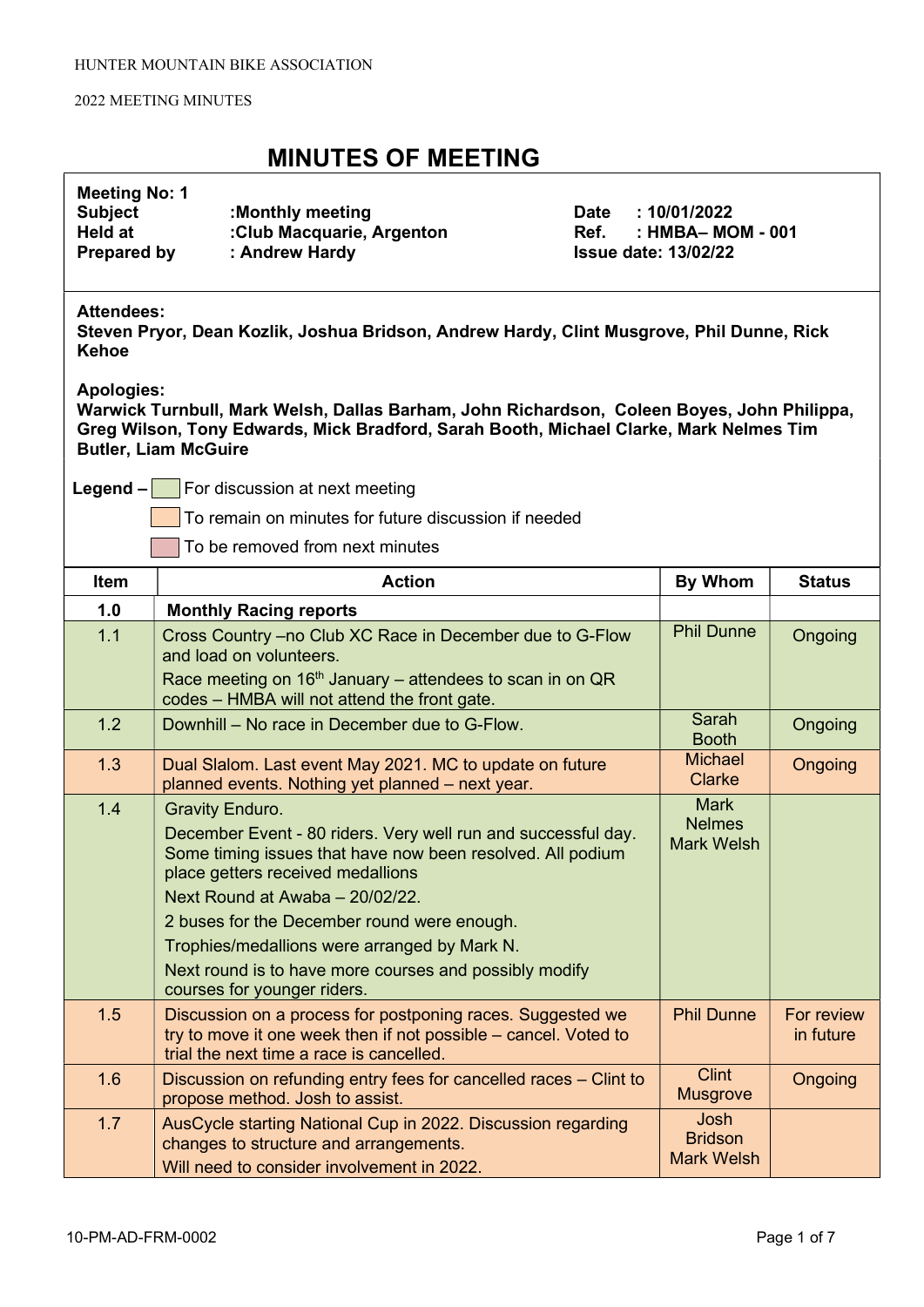HUNTER MOUNTAIN BIKE ASSOCIATION

2022 MEETING MINUTES

# MINUTES OF MEETING

**Meeting No: 1**
**Subject** :Monthly meeting
**Held at** :Club Macquarie, Argenton
**Prepared by** : Andrew Hardy

**Date** : 10/01/2022
**Ref.** : HMBA– MOM - 001
**Issue date: 13/02/22**

**Attendees:**
**Steven Pryor, Dean Kozlik, Joshua Bridson, Andrew Hardy, Clint Musgrove, Phil Dunne, Rick Kehoe**

**Apologies:**
**Warwick Turnbull, Mark Welsh, Dallas Barham, John Richardson, Coleen Boyes, John Philippa, Greg Wilson, Tony Edwards, Mick Bradford, Sarah Booth, Michael Clarke, Mark Nelmes Tim Butler, Liam McGuire**

**Legend –**
- For discussion at next meeting
- To remain on minutes for future discussion if needed
- To be removed from next minutes

| Item | Action | By Whom | Status |
|---|---|---|---|
| **1.0** | **Monthly Racing reports** | | |
| 1.1 | Cross Country –no Club XC Race in December due to G-Flow and load on volunteers.<br>Race meeting on 16th January – attendees to scan in on QR codes – HMBA will not attend the front gate. | Phil Dunne | Ongoing |
| 1.2 | Downhill – No race in December due to G-Flow. | Sarah Booth | Ongoing |
| 1.3 | Dual Slalom. Last event May 2021. MC to update on future planned events. Nothing yet planned – next year. | Michael Clarke | Ongoing |
| 1.4 | Gravity Enduro.<br>December Event - 80 riders. Very well run and successful day. Some timing issues that have now been resolved. All podium place getters received medallions<br>Next Round at Awaba – 20/02/22.<br>2 buses for the December round were enough.<br>Trophies/medallions were arranged by Mark N.<br>Next round is to have more courses and possibly modify courses for younger riders. | Mark Nelmes Mark Welsh | |
| 1.5 | Discussion on a process for postponing races. Suggested we try to move it one week then if not possible – cancel. Voted to trial the next time a race is cancelled. | Phil Dunne | For review in future |
| 1.6 | Discussion on refunding entry fees for cancelled races – Clint to propose method. Josh to assist. | Clint Musgrove | Ongoing |
| 1.7 | AusCycle starting National Cup in 2022. Discussion regarding changes to structure and arrangements.<br>Will need to consider involvement in 2022. | Josh Bridson Mark Welsh | |

10-PM-AD-FRM-0002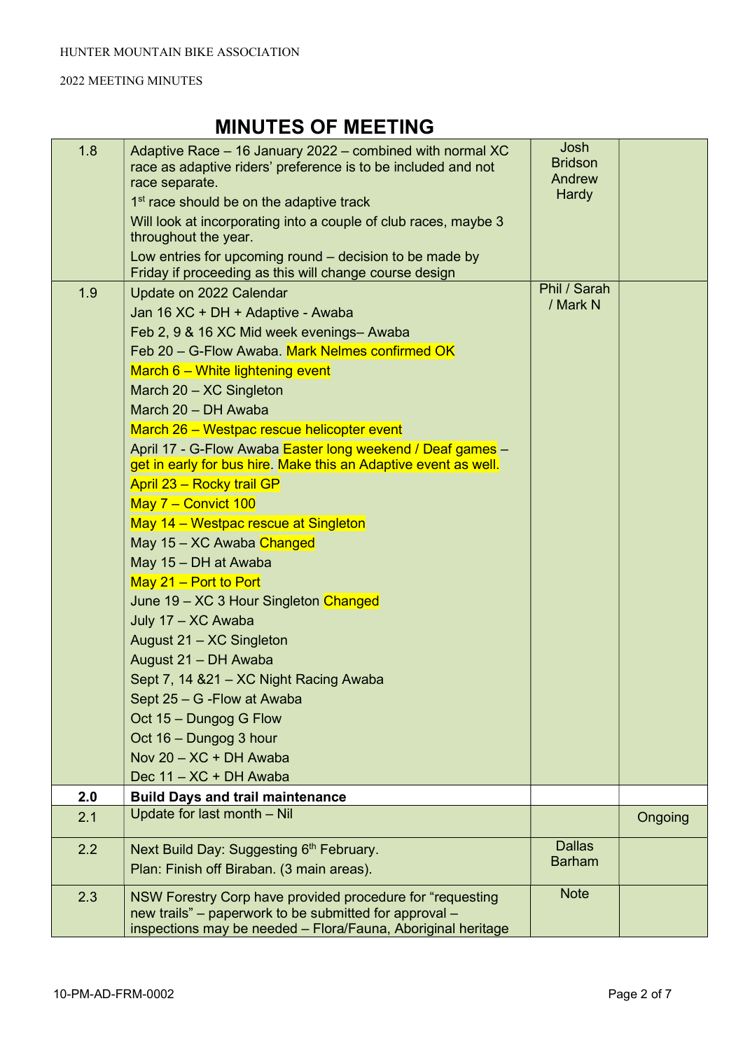# MINUTES OF MEETING

| | | | |
|---|---|---|---|
| 1.8 | Adaptive Race – 16 January 2022 – combined with normal XC race as adaptive riders' preference is to be included and not race separate.<br>1st race should be on the adaptive track<br>Will look at incorporating into a couple of club races, maybe 3 throughout the year.<br>Low entries for upcoming round – decision to be made by Friday if proceeding as this will change course design | Josh Bridson Andrew Hardy | |
| 1.9 | Update on 2022 Calendar<br>Jan 16 XC + DH + Adaptive - Awaba<br>Feb 2, 9 & 16 XC Mid week evenings– Awaba<br>Feb 20 – G-Flow Awaba. Mark Nelmes confirmed OK<br>March 6 – White lightening event<br>March 20 – XC Singleton<br>March 20 – DH Awaba<br>March 26 – Westpac rescue helicopter event<br>April 17 - G-Flow Awaba Easter long weekend / Deaf games – get in early for bus hire. Make this an Adaptive event as well.<br>April 23 – Rocky trail GP<br>May 7 – Convict 100<br>May 14 – Westpac rescue at Singleton<br>May 15 – XC Awaba Changed<br>May 15 – DH at Awaba<br>May 21 – Port to Port<br>June 19 – XC 3 Hour Singleton Changed<br>July 17 – XC Awaba<br>August 21 – XC Singleton<br>August 21 – DH Awaba<br>Sept 7, 14 &21 – XC Night Racing Awaba<br>Sept 25 – G -Flow at Awaba<br>Oct 15 – Dungog G Flow<br>Oct 16 – Dungog 3 hour<br>Nov 20 – XC + DH Awaba<br>Dec 11 – XC + DH Awaba | Phil / Sarah / Mark N | |
| **2.0** | **Build Days and trail maintenance** | | |
| 2.1 | Update for last month – Nil | | Ongoing |
| 2.2 | Next Build Day: Suggesting 6th February.<br>Plan: Finish off Biraban. (3 main areas). | Dallas Barham | |
| 2.3 | NSW Forestry Corp have provided procedure for "requesting new trails" – paperwork to be submitted for approval – inspections may be needed – Flora/Fauna, Aboriginal heritage | Note | |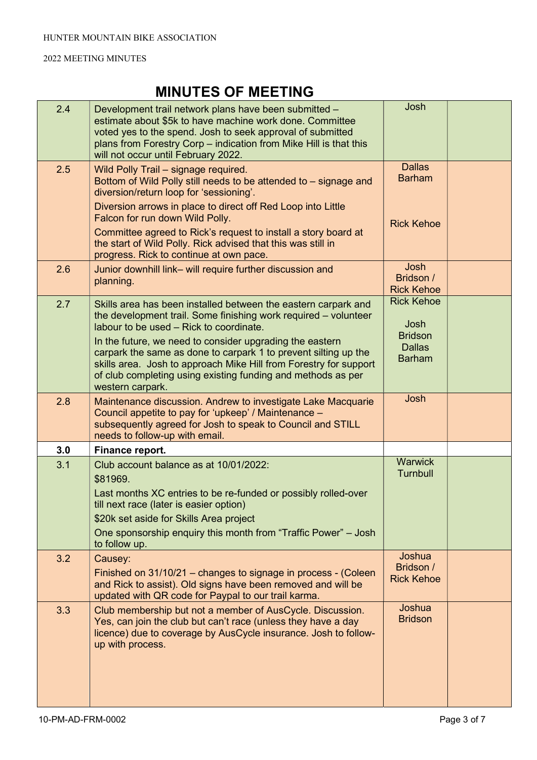# MINUTES OF MEETING

| | | | |
|---|---|---|---|
| 2.4 | Development trail network plans have been submitted – estimate about $5k to have machine work done. Committee voted yes to the spend. Josh to seek approval of submitted plans from Forestry Corp – indication from Mike Hill is that this will not occur until February 2022. | Josh | |
| 2.5 | Wild Polly Trail – signage required.<br>Bottom of Wild Polly still needs to be attended to – signage and diversion/return loop for 'sessioning'.<br>Diversion arrows in place to direct off Red Loop into Little Falcon for run down Wild Polly.<br>Committee agreed to Rick's request to install a story board at the start of Wild Polly. Rick advised that this was still in progress. Rick to continue at own pace. | Dallas Barham<br><br>Rick Kehoe | |
| 2.6 | Junior downhill link– will require further discussion and planning. | Josh Bridson / Rick Kehoe | |
| 2.7 | Skills area has been installed between the eastern carpark and the development trail. Some finishing work required – volunteer labour to be used – Rick to coordinate.<br>In the future, we need to consider upgrading the eastern carpark the same as done to carpark 1 to prevent silting up the skills area. Josh to approach Mike Hill from Forestry for support of club completing using existing funding and methods as per western carpark. | Rick Kehoe<br><br>Josh Bridson<br>Dallas Barham | |
| 2.8 | Maintenance discussion. Andrew to investigate Lake Macquarie Council appetite to pay for 'upkeep' / Maintenance – subsequently agreed for Josh to speak to Council and STILL needs to follow-up with email. | Josh | |
| **3.0** | **Finance report.** | | |
| 3.1 | Club account balance as at 10/01/2022:<br>$81969.<br>Last months XC entries to be re-funded or possibly rolled-over till next race (later is easier option)<br>$20k set aside for Skills Area project<br>One sponsorship enquiry this month from "Traffic Power" – Josh to follow up. | Warwick Turnbull | |
| 3.2 | Causey:<br>Finished on 31/10/21 – changes to signage in process - (Coleen and Rick to assist). Old signs have been removed and will be updated with QR code for Paypal to our trail karma. | Joshua Bridson / Rick Kehoe | |
| 3.3 | Club membership but not a member of AusCycle. Discussion. Yes, can join the club but can't race (unless they have a day licence) due to coverage by AusCycle insurance. Josh to follow-up with process. | Joshua Bridson | |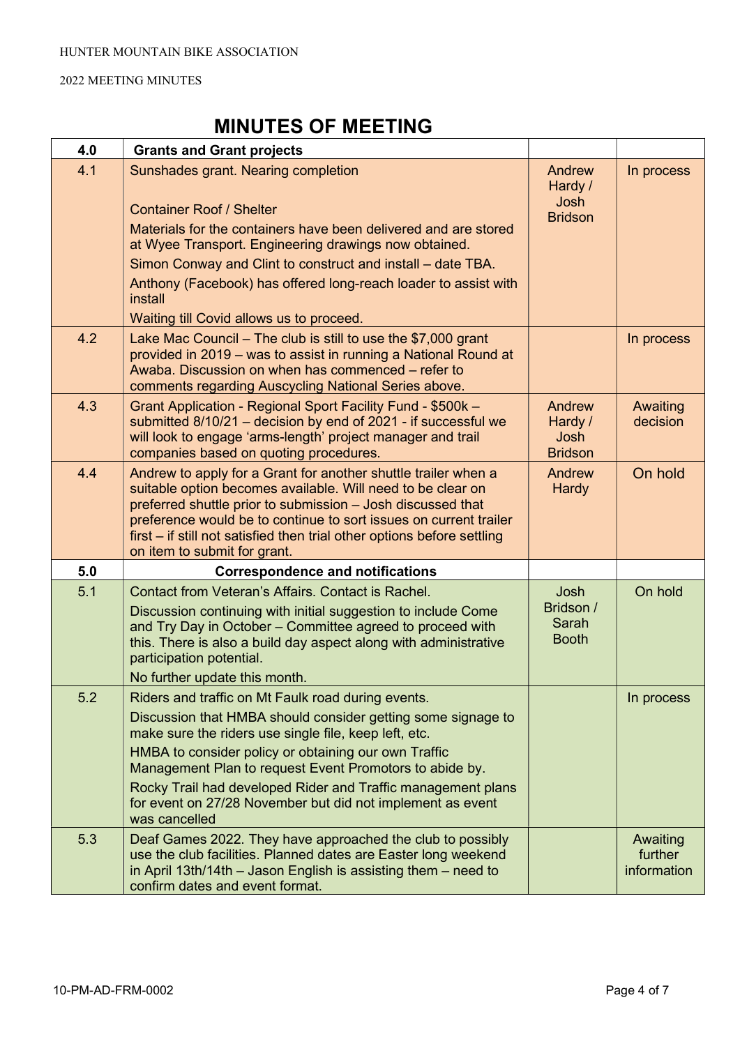# MINUTES OF MEETING

| 4.0 | Grants and Grant projects | | |
|---|---|---|---|
| 4.1 | Sunshades grant. Nearing completion<br><br>Container Roof / Shelter<br>Materials for the containers have been delivered and are stored at Wyee Transport. Engineering drawings now obtained.<br>Simon Conway and Clint to construct and install – date TBA.<br>Anthony (Facebook) has offered long-reach loader to assist with install<br>Waiting till Covid allows us to proceed. | Andrew Hardy / Josh Bridson | In process |
| 4.2 | Lake Mac Council – The club is still to use the $7,000 grant provided in 2019 – was to assist in running a National Round at Awaba. Discussion on when has commenced – refer to comments regarding Auscycling National Series above. | | In process |
| 4.3 | Grant Application - Regional Sport Facility Fund - $500k – submitted 8/10/21 – decision by end of 2021 - if successful we will look to engage 'arms-length' project manager and trail companies based on quoting procedures. | Andrew Hardy / Josh Bridson | Awaiting decision |
| 4.4 | Andrew to apply for a Grant for another shuttle trailer when a suitable option becomes available. Will need to be clear on preferred shuttle prior to submission – Josh discussed that preference would be to continue to sort issues on current trailer first – if still not satisfied then trial other options before settling on item to submit for grant. | Andrew Hardy | On hold |
| **5.0** | **Correspondence and notifications** | | |
| 5.1 | Contact from Veteran's Affairs. Contact is Rachel.<br>Discussion continuing with initial suggestion to include Come and Try Day in October – Committee agreed to proceed with this. There is also a build day aspect along with administrative participation potential.<br>No further update this month. | Josh Bridson / Sarah Booth | On hold |
| 5.2 | Riders and traffic on Mt Faulk road during events.<br>Discussion that HMBA should consider getting some signage to make sure the riders use single file, keep left, etc.<br>HMBA to consider policy or obtaining our own Traffic Management Plan to request Event Promotors to abide by.<br>Rocky Trail had developed Rider and Traffic management plans for event on 27/28 November but did not implement as event was cancelled | | In process |
| 5.3 | Deaf Games 2022. They have approached the club to possibly use the club facilities. Planned dates are Easter long weekend in April 13th/14th – Jason English is assisting them – need to confirm dates and event format. | | Awaiting further information |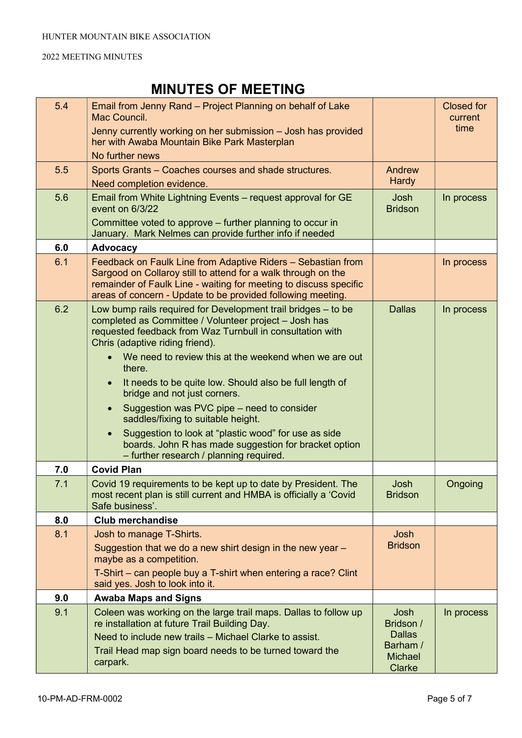# MINUTES OF MEETING

| | | | |
|---|---|---|---|
| 5.4 | Email from Jenny Rand – Project Planning on behalf of Lake Mac Council.<br>Jenny currently working on her submission – Josh has provided her with Awaba Mountain Bike Park Masterplan<br>No further news | | Closed for current time |
| 5.5 | Sports Grants – Coaches courses and shade structures.<br>Need completion evidence. | Andrew Hardy | |
| 5.6 | Email from White Lightning Events – request approval for GE event on 6/3/22<br>Committee voted to approve – further planning to occur in January. Mark Nelmes can provide further info if needed | Josh Bridson | In process |
| **6.0** | **Advocacy** | | |
| 6.1 | Feedback on Faulk Line from Adaptive Riders – Sebastian from Sargood on Collaroy still to attend for a walk through on the remainder of Faulk Line - waiting for meeting to discuss specific areas of concern - Update to be provided following meeting. | | In process |
| 6.2 | Low bump rails required for Development trail bridges – to be completed as Committee / Volunteer project – Josh has requested feedback from Waz Turnbull in consultation with Chris (adaptive riding friend).<br>• We need to review this at the weekend when we are out there.<br>• It needs to be quite low. Should also be full length of bridge and not just corners.<br>• Suggestion was PVC pipe – need to consider saddles/fixing to suitable height.<br>• Suggestion to look at "plastic wood" for use as side boards. John R has made suggestion for bracket option – further research / planning required. | Dallas | In process |
| **7.0** | **Covid Plan** | | |
| 7.1 | Covid 19 requirements to be kept up to date by President. The most recent plan is still current and HMBA is officially a 'Covid Safe business'. | Josh Bridson | Ongoing |
| **8.0** | **Club merchandise** | | |
| 8.1 | Josh to manage T-Shirts.<br>Suggestion that we do a new shirt design in the new year – maybe as a competition.<br>T-Shirt – can people buy a T-shirt when entering a race? Clint said yes. Josh to look into it. | Josh Bridson | |
| **9.0** | **Awaba Maps and Signs** | | |
| 9.1 | Coleen was working on the large trail maps. Dallas to follow up re installation at future Trail Building Day.<br>Need to include new trails – Michael Clarke to assist.<br>Trail Head map sign board needs to be turned toward the carpark. | Josh Bridson / Dallas Barham / Michael Clarke | In process |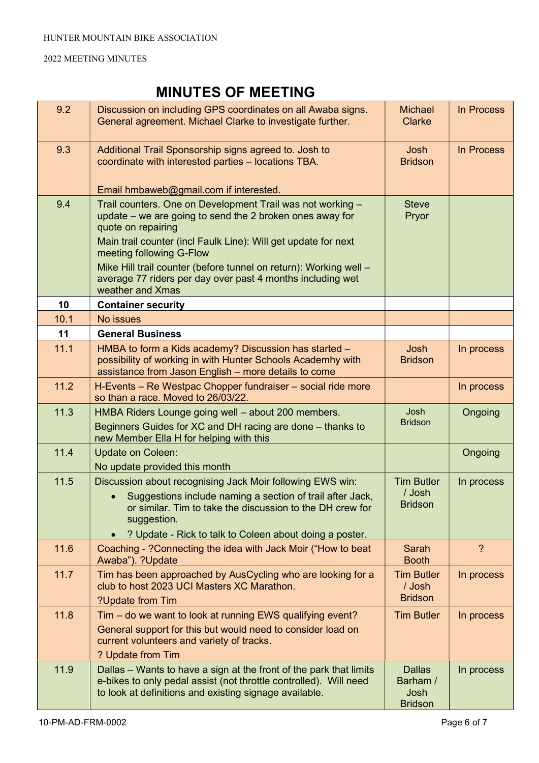HUNTER MOUNTAIN BIKE ASSOCIATION

2022 MEETING MINUTES

# MINUTES OF MEETING

| | | | |
|---|---|---|---|
| 9.2 | Discussion on including GPS coordinates on all Awaba signs. General agreement. Michael Clarke to investigate further. | Michael Clarke | In Process |
| 9.3 | Additional Trail Sponsorship signs agreed to. Josh to coordinate with interested parties – locations TBA.<br><br>Email hmbaweb@gmail.com if interested. | Josh Bridson | In Process |
| 9.4 | Trail counters. One on Development Trail was not working – update – we are going to send the 2 broken ones away for quote on repairing<br>Main trail counter (incl Faulk Line): Will get update for next meeting following G-Flow<br>Mike Hill trail counter (before tunnel on return): Working well – average 77 riders per day over past 4 months including wet weather and Xmas | Steve Pryor | |
| **10** | **Container security** | | |
| 10.1 | No issues | | |
| **11** | **General Business** | | |
| 11.1 | HMBA to form a Kids academy? Discussion has started – possibility of working in with Hunter Schools Academhy with assistance from Jason English – more details to come | Josh Bridson | In process |
| 11.2 | H-Events – Re Westpac Chopper fundraiser – social ride more so than a race. Moved to 26/03/22. | | In process |
| 11.3 | HMBA Riders Lounge going well – about 200 members.<br>Beginners Guides for XC and DH racing are done – thanks to new Member Ella H for helping with this | Josh Bridson | Ongoing |
| 11.4 | Update on Coleen:<br>No update provided this month | | Ongoing |
| 11.5 | Discussion about recognising Jack Moir following EWS win:<br>• Suggestions include naming a section of trail after Jack, or similar. Tim to take the discussion to the DH crew for suggestion.<br>• ? Update - Rick to talk to Coleen about doing a poster. | Tim Butler / Josh Bridson | In process |
| 11.6 | Coaching - ?Connecting the idea with Jack Moir ("How to beat Awaba"). ?Update | Sarah Booth | ? |
| 11.7 | Tim has been approached by AusCycling who are looking for a club to host 2023 UCI Masters XC Marathon.<br>?Update from Tim | Tim Butler / Josh Bridson | In process |
| 11.8 | Tim – do we want to look at running EWS qualifying event?<br>General support for this but would need to consider load on current volunteers and variety of tracks.<br>? Update from Tim | Tim Butler | In process |
| 11.9 | Dallas – Wants to have a sign at the front of the park that limits e-bikes to only pedal assist (not throttle controlled). Will need to look at definitions and existing signage available. | Dallas Barham / Josh Bridson | In process |

10-PM-AD-FRM-0002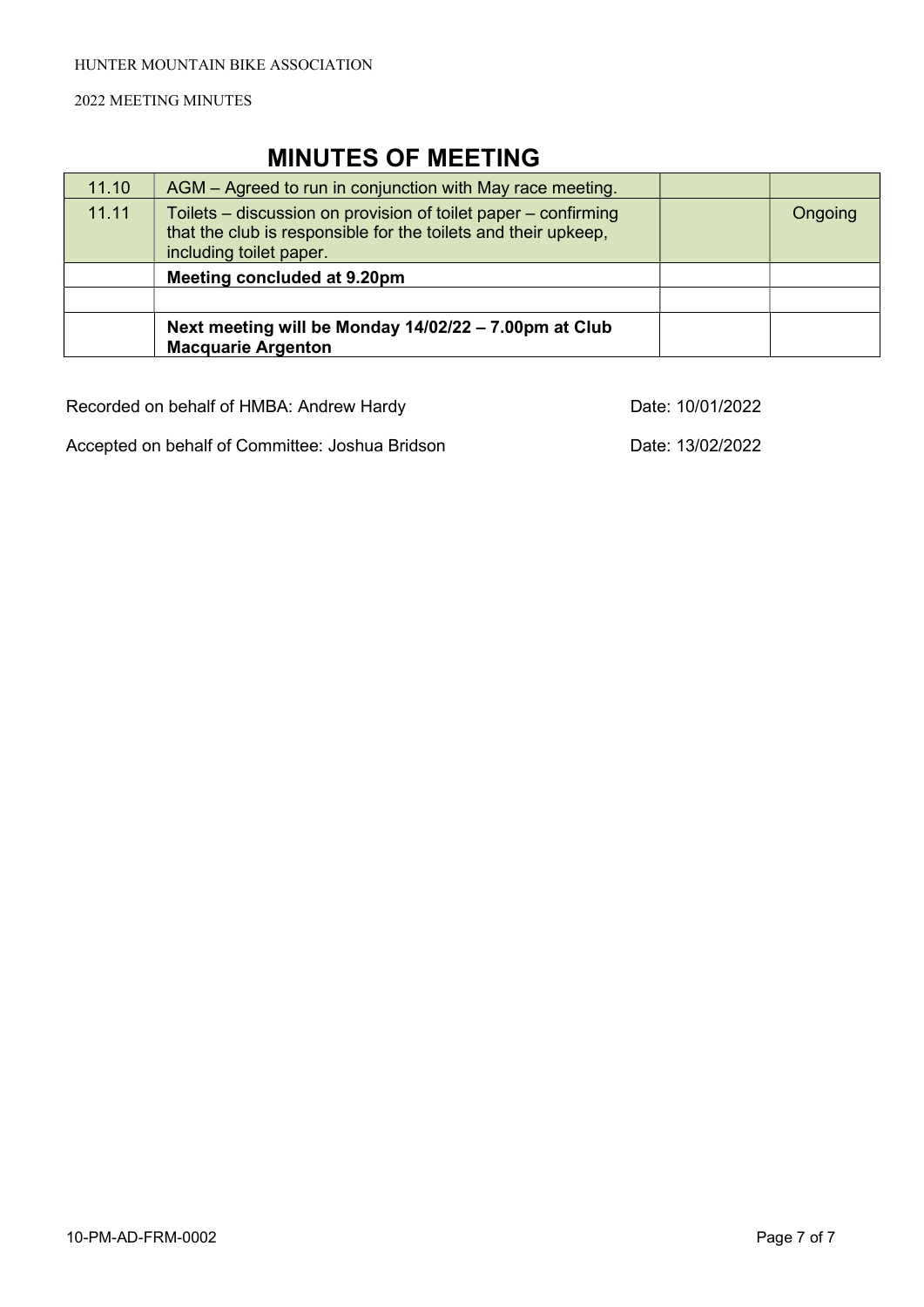# MINUTES OF MEETING

| | | | |
|---|---|---|---|
| 11.10 | AGM – Agreed to run in conjunction with May race meeting. | | |
| 11.11 | Toilets – discussion on provision of toilet paper – confirming that the club is responsible for the toilets and their upkeep, including toilet paper. | | Ongoing |
| | **Meeting concluded at 9.20pm** | | |
| | | | |
| | **Next meeting will be Monday 14/02/22 – 7.00pm at Club Macquarie Argenton** | | |

Recorded on behalf of HMBA: Andrew Hardy — Date: 10/01/2022

Accepted on behalf of Committee: Joshua Bridson — Date: 13/02/2022

10-PM-AD-FRM-0002